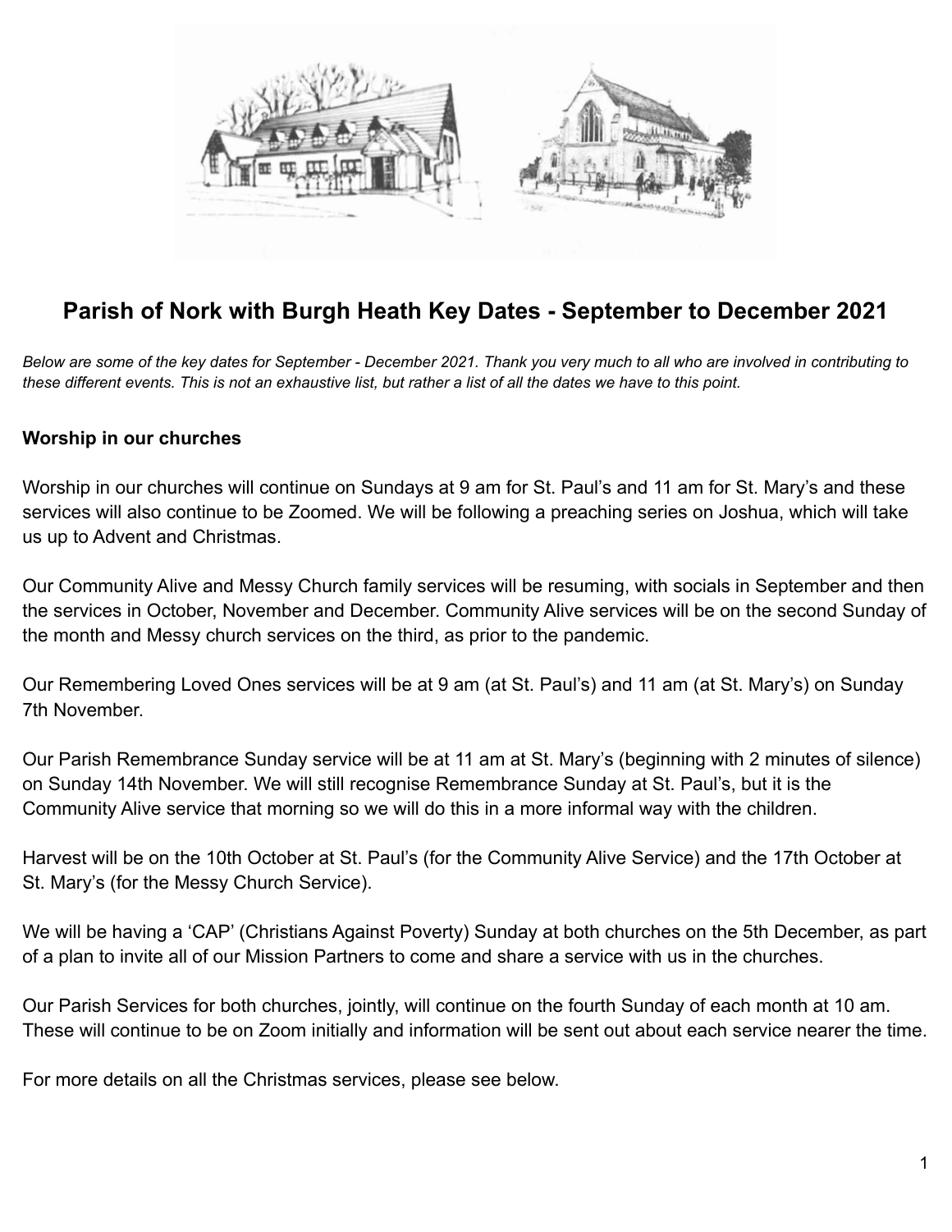# Parish of Nork with Burgh Heath Key Dates - September to December 2021

*Below are some of the key dates for September - December 2021. Thank you very much to all who are involved in contributing to these different events. This is not an exhaustive list, but rather a list of all the dates we have to this point.*

**Worship in our churches**

Worship in our churches will continue on Sundays at 9 am for St. Paul's and 11 am for St. Mary's and these services will also continue to be Zoomed. We will be following a preaching series on Joshua, which will take us up to Advent and Christmas.

Our Community Alive and Messy Church family services will be resuming, with socials in September and then the services in October, November and December. Community Alive services will be on the second Sunday of the month and Messy church services on the third, as prior to the pandemic.

Our Remembering Loved Ones services will be at 9 am (at St. Paul's) and 11 am (at St. Mary's) on Sunday 7th November.

Our Parish Remembrance Sunday service will be at 11 am at St. Mary's (beginning with 2 minutes of silence) on Sunday 14th November. We will still recognise Remembrance Sunday at St. Paul's, but it is the Community Alive service that morning so we will do this in a more informal way with the children.

Harvest will be on the 10th October at St. Paul's (for the Community Alive Service) and the 17th October at St. Mary's (for the Messy Church Service).

We will be having a 'CAP' (Christians Against Poverty) Sunday at both churches on the 5th December, as part of a plan to invite all of our Mission Partners to come and share a service with us in the churches.

Our Parish Services for both churches, jointly, will continue on the fourth Sunday of each month at 10 am. These will continue to be on Zoom initially and information will be sent out about each service nearer the time.

For more details on all the Christmas services, please see below.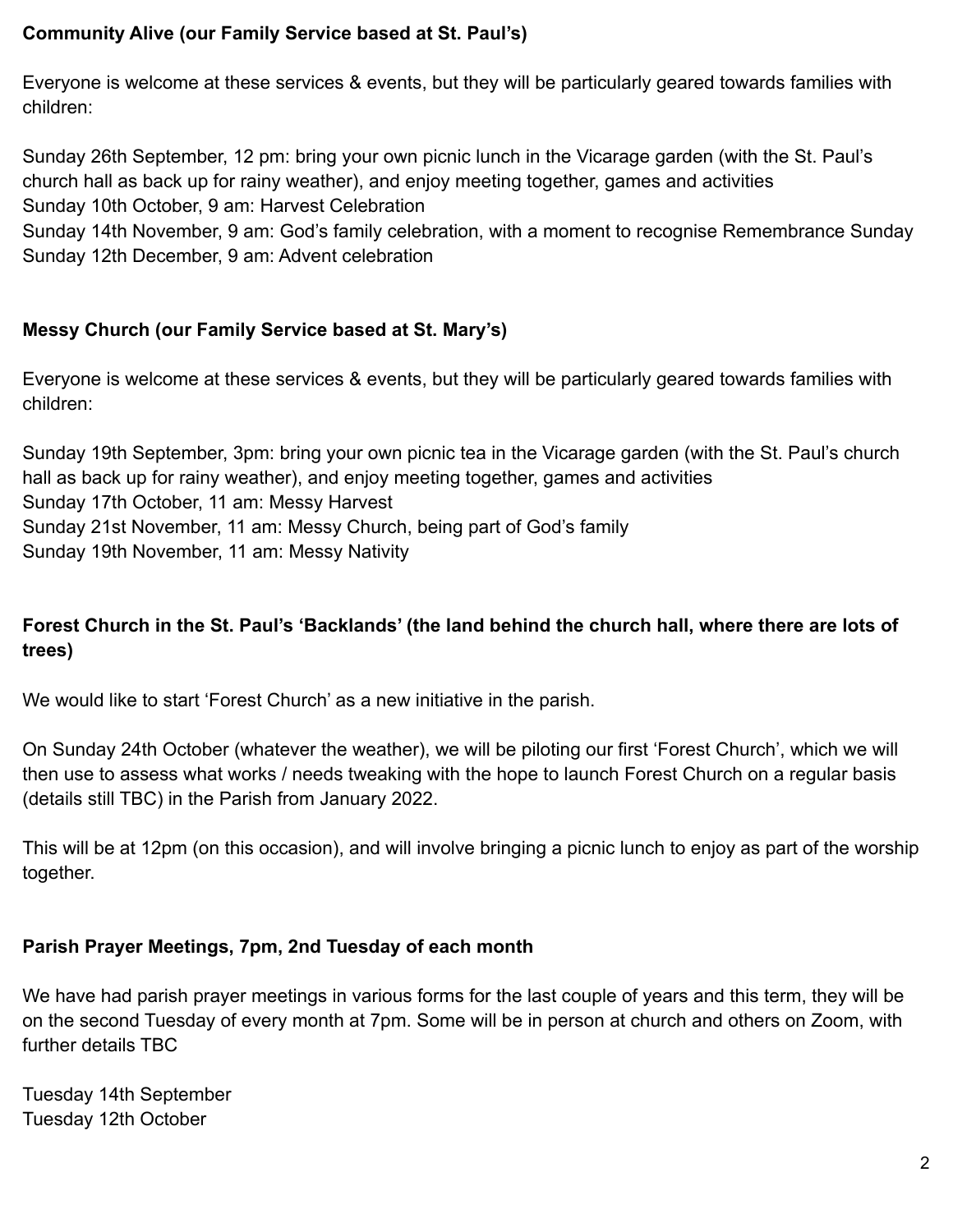**Community Alive (our Family Service based at St. Paul's)**

Everyone is welcome at these services & events, but they will be particularly geared towards families with children:

Sunday 26th September, 12 pm: bring your own picnic lunch in the Vicarage garden (with the St. Paul's church hall as back up for rainy weather), and enjoy meeting together, games and activities
Sunday 10th October, 9 am: Harvest Celebration
Sunday 14th November, 9 am: God's family celebration, with a moment to recognise Remembrance Sunday
Sunday 12th December, 9 am: Advent celebration

**Messy Church (our Family Service based at St. Mary's)**

Everyone is welcome at these services & events, but they will be particularly geared towards families with children:

Sunday 19th September, 3pm: bring your own picnic tea in the Vicarage garden (with the St. Paul's church hall as back up for rainy weather), and enjoy meeting together, games and activities
Sunday 17th October, 11 am: Messy Harvest
Sunday 21st November, 11 am: Messy Church, being part of God's family
Sunday 19th November, 11 am: Messy Nativity

**Forest Church in the St. Paul's 'Backlands' (the land behind the church hall, where there are lots of trees)**

We would like to start 'Forest Church' as a new initiative in the parish.

On Sunday 24th October (whatever the weather), we will be piloting our first 'Forest Church', which we will then use to assess what works / needs tweaking with the hope to launch Forest Church on a regular basis (details still TBC) in the Parish from January 2022.

This will be at 12pm (on this occasion), and will involve bringing a picnic lunch to enjoy as part of the worship together.

**Parish Prayer Meetings, 7pm, 2nd Tuesday of each month**

We have had parish prayer meetings in various forms for the last couple of years and this term, they will be on the second Tuesday of every month at 7pm. Some will be in person at church and others on Zoom, with further details TBC

Tuesday 14th September
Tuesday 12th October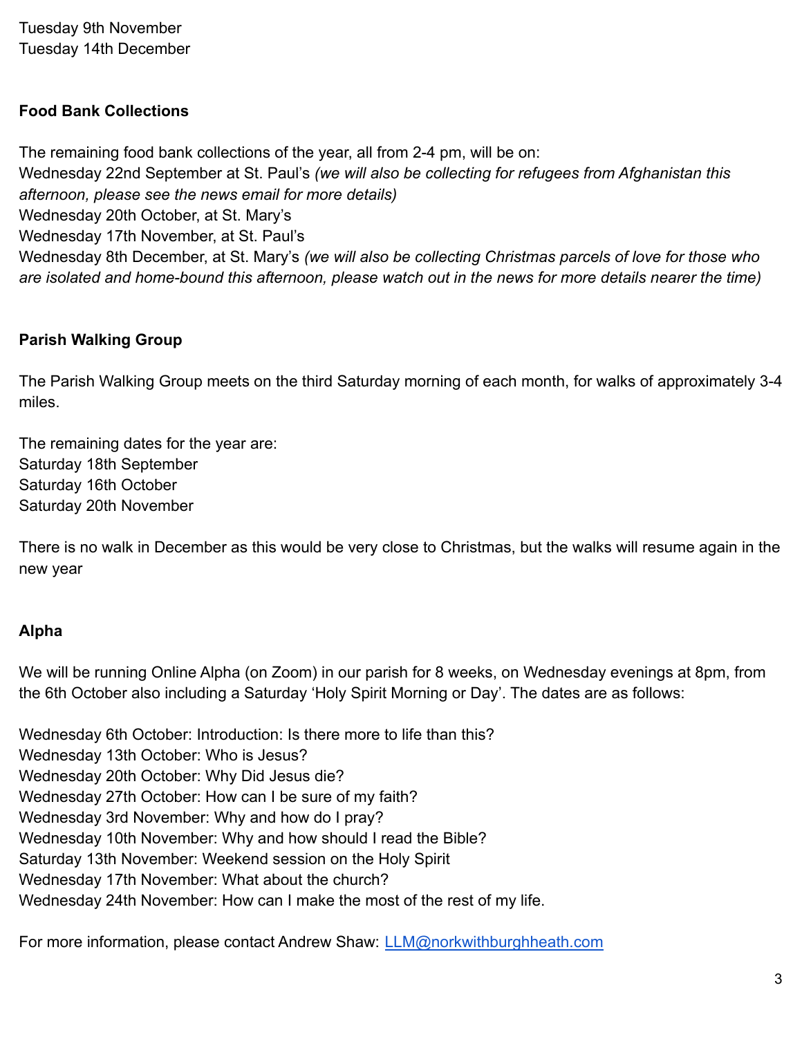Tuesday 9th November
Tuesday 14th December

**Food Bank Collections**

The remaining food bank collections of the year, all from 2-4 pm, will be on:
Wednesday 22nd September at St. Paul's *(we will also be collecting for refugees from Afghanistan this afternoon, please see the news email for more details)*
Wednesday 20th October, at St. Mary's
Wednesday 17th November, at St. Paul's
Wednesday 8th December, at St. Mary's *(we will also be collecting Christmas parcels of love for those who are isolated and home-bound this afternoon, please watch out in the news for more details nearer the time)*

**Parish Walking Group**

The Parish Walking Group meets on the third Saturday morning of each month, for walks of approximately 3-4 miles.

The remaining dates for the year are:
Saturday 18th September
Saturday 16th October
Saturday 20th November

There is no walk in December as this would be very close to Christmas, but the walks will resume again in the new year

**Alpha**

We will be running Online Alpha (on Zoom) in our parish for 8 weeks, on Wednesday evenings at 8pm, from the 6th October also including a Saturday 'Holy Spirit Morning or Day'. The dates are as follows:

Wednesday 6th October: Introduction: Is there more to life than this?
Wednesday 13th October: Who is Jesus?
Wednesday 20th October: Why Did Jesus die?
Wednesday 27th October: How can I be sure of my faith?
Wednesday 3rd November: Why and how do I pray?
Wednesday 10th November: Why and how should I read the Bible?
Saturday 13th November: Weekend session on the Holy Spirit
Wednesday 17th November: What about the church?
Wednesday 24th November: How can I make the most of the rest of my life.

For more information, please contact Andrew Shaw: [LLM@norkwithburghheath.com](mailto:LLM@norkwithburghheath.com)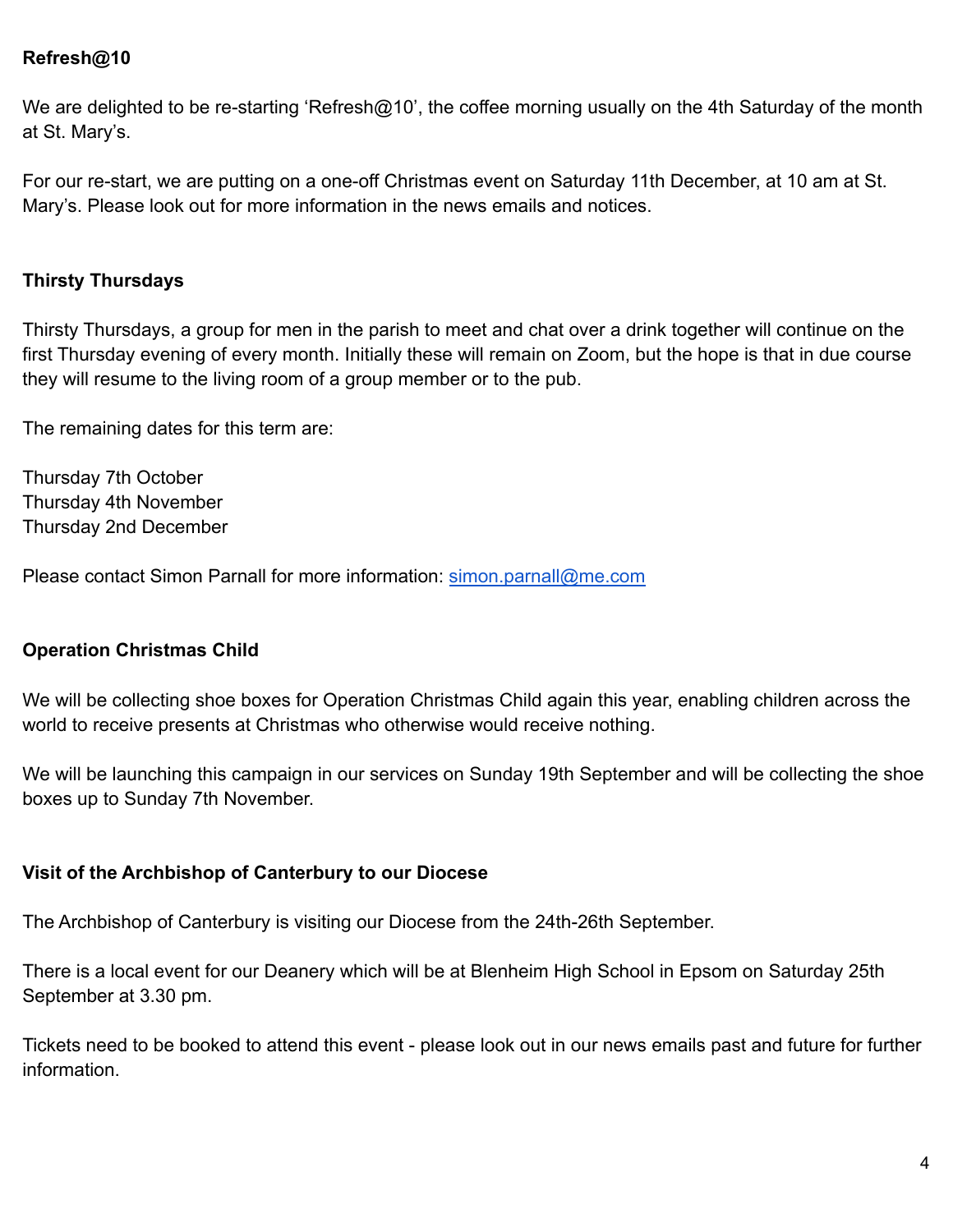**Refresh@10**

We are delighted to be re-starting 'Refresh@10', the coffee morning usually on the 4th Saturday of the month at St. Mary's.

For our re-start, we are putting on a one-off Christmas event on Saturday 11th December, at 10 am at St. Mary's. Please look out for more information in the news emails and notices.

**Thirsty Thursdays**

Thirsty Thursdays, a group for men in the parish to meet and chat over a drink together will continue on the first Thursday evening of every month. Initially these will remain on Zoom, but the hope is that in due course they will resume to the living room of a group member or to the pub.

The remaining dates for this term are:

Thursday 7th October
Thursday 4th November
Thursday 2nd December

Please contact Simon Parnall for more information: [simon.parnall@me.com](mailto:simon.parnall@me.com)

**Operation Christmas Child**

We will be collecting shoe boxes for Operation Christmas Child again this year, enabling children across the world to receive presents at Christmas who otherwise would receive nothing.

We will be launching this campaign in our services on Sunday 19th September and will be collecting the shoe boxes up to Sunday 7th November.

**Visit of the Archbishop of Canterbury to our Diocese**

The Archbishop of Canterbury is visiting our Diocese from the 24th-26th September.

There is a local event for our Deanery which will be at Blenheim High School in Epsom on Saturday 25th September at 3.30 pm.

Tickets need to be booked to attend this event - please look out in our news emails past and future for further information.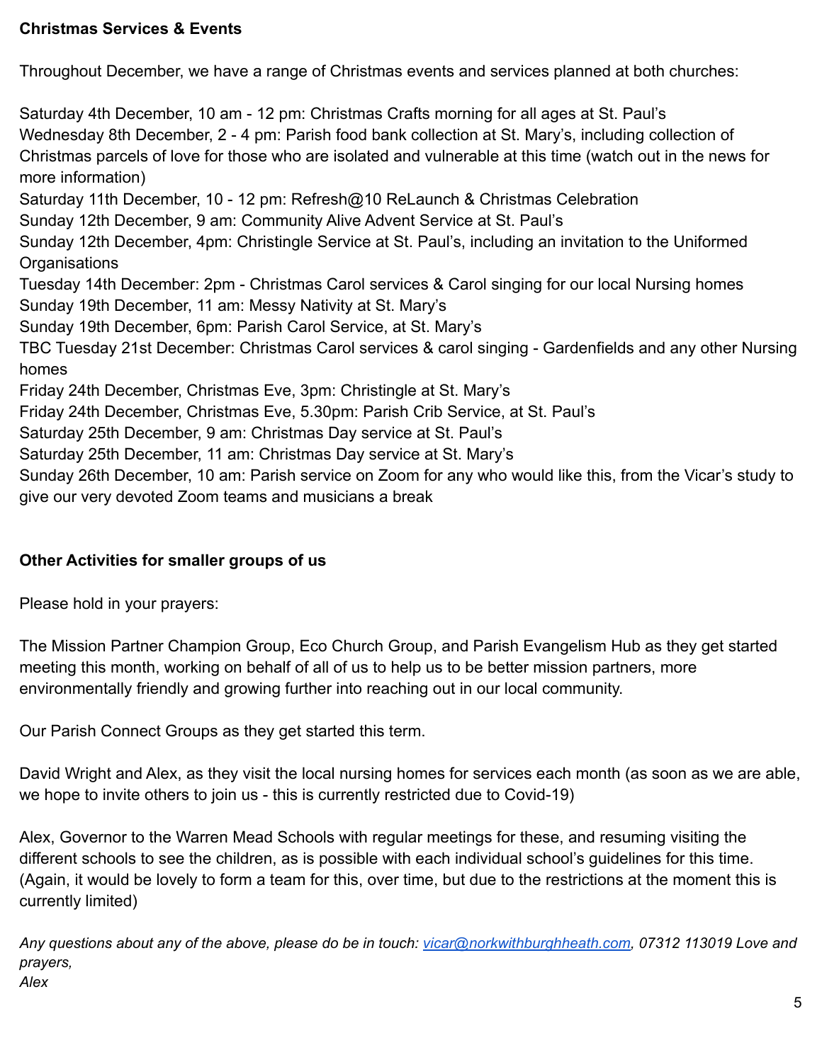**Christmas Services & Events**

Throughout December, we have a range of Christmas events and services planned at both churches:

Saturday 4th December, 10 am - 12 pm: Christmas Crafts morning for all ages at St. Paul's
Wednesday 8th December, 2 - 4 pm: Parish food bank collection at St. Mary's, including collection of Christmas parcels of love for those who are isolated and vulnerable at this time (watch out in the news for more information)
Saturday 11th December, 10 - 12 pm: Refresh@10 ReLaunch & Christmas Celebration
Sunday 12th December, 9 am: Community Alive Advent Service at St. Paul's
Sunday 12th December, 4pm: Christingle Service at St. Paul's, including an invitation to the Uniformed Organisations
Tuesday 14th December: 2pm - Christmas Carol services & Carol singing for our local Nursing homes
Sunday 19th December, 11 am: Messy Nativity at St. Mary's
Sunday 19th December, 6pm: Parish Carol Service, at St. Mary's
TBC Tuesday 21st December: Christmas Carol services & carol singing - Gardenfields and any other Nursing homes
Friday 24th December, Christmas Eve, 3pm: Christingle at St. Mary's
Friday 24th December, Christmas Eve, 5.30pm: Parish Crib Service, at St. Paul's
Saturday 25th December, 9 am: Christmas Day service at St. Paul's
Saturday 25th December, 11 am: Christmas Day service at St. Mary's
Sunday 26th December, 10 am: Parish service on Zoom for any who would like this, from the Vicar's study to give our very devoted Zoom teams and musicians a break

**Other Activities for smaller groups of us**

Please hold in your prayers:

The Mission Partner Champion Group, Eco Church Group, and Parish Evangelism Hub as they get started meeting this month, working on behalf of all of us to help us to be better mission partners, more environmentally friendly and growing further into reaching out in our local community.

Our Parish Connect Groups as they get started this term.

David Wright and Alex, as they visit the local nursing homes for services each month (as soon as we are able, we hope to invite others to join us - this is currently restricted due to Covid-19)

Alex, Governor to the Warren Mead Schools with regular meetings for these, and resuming visiting the different schools to see the children, as is possible with each individual school's guidelines for this time. (Again, it would be lovely to form a team for this, over time, but due to the restrictions at the moment this is currently limited)

*Any questions about any of the above, please do be in touch: vicar@norkwithburghheath.com, 07312 113019 Love and prayers,*
*Alex*